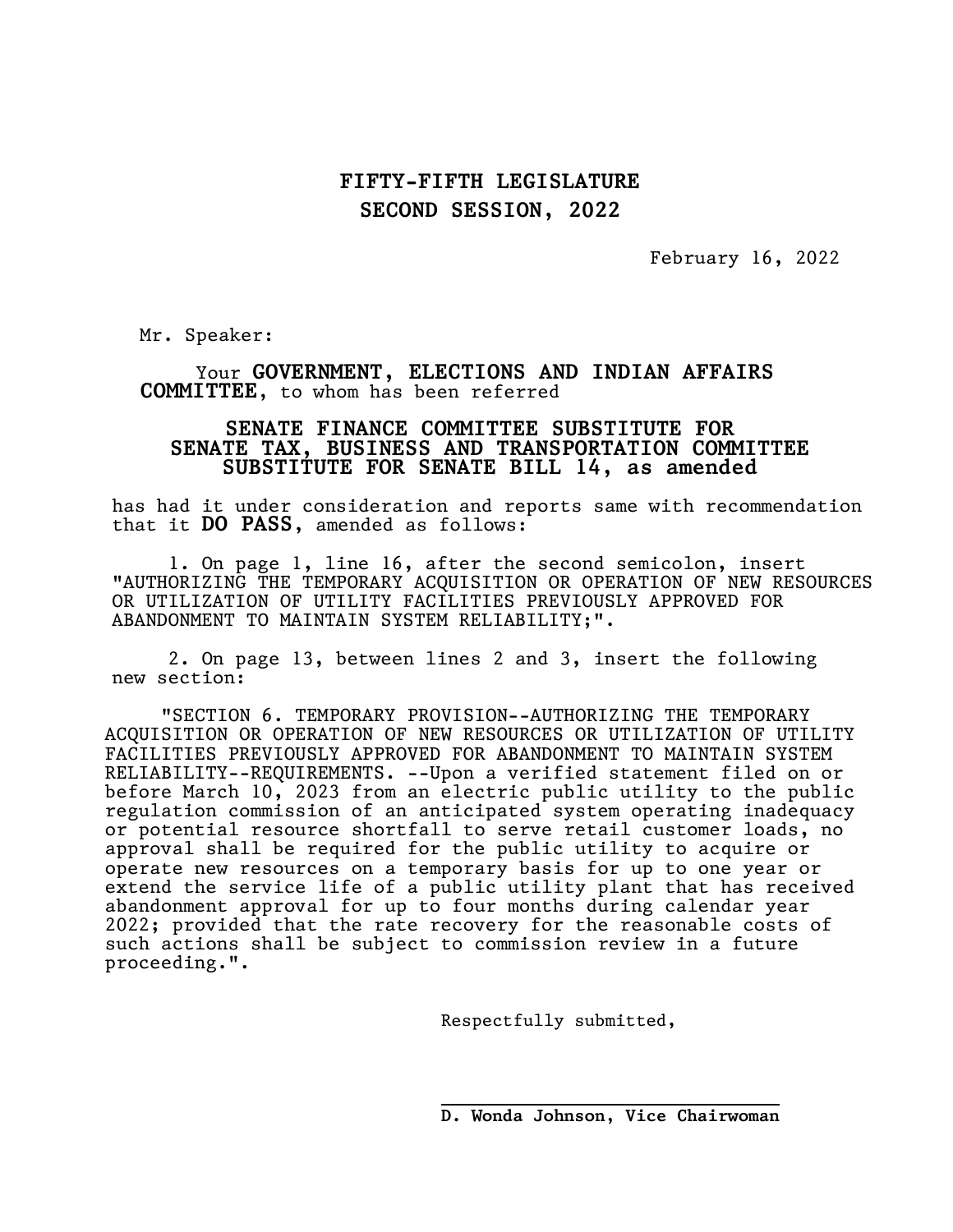**FIFTY-FIFTH LEGISLATURE**
**SECOND SESSION, 2022**

February 16, 2022

Mr. Speaker:

Your **GOVERNMENT, ELECTIONS AND INDIAN AFFAIRS COMMITTEE**, to whom has been referred

**SENATE FINANCE COMMITTEE SUBSTITUTE FOR SENATE TAX, BUSINESS AND TRANSPORTATION COMMITTEE SUBSTITUTE FOR SENATE BILL 14, as amended**

has had it under consideration and reports same with recommendation that it **DO PASS**, amended as follows:

1. On page 1, line 16, after the second semicolon, insert "AUTHORIZING THE TEMPORARY ACQUISITION OR OPERATION OF NEW RESOURCES OR UTILIZATION OF UTILITY FACILITIES PREVIOUSLY APPROVED FOR ABANDONMENT TO MAINTAIN SYSTEM RELIABILITY;".

2. On page 13, between lines 2 and 3, insert the following new section:

"SECTION 6. TEMPORARY PROVISION--AUTHORIZING THE TEMPORARY ACQUISITION OR OPERATION OF NEW RESOURCES OR UTILIZATION OF UTILITY FACILITIES PREVIOUSLY APPROVED FOR ABANDONMENT TO MAINTAIN SYSTEM RELIABILITY--REQUIREMENTS. --Upon a verified statement filed on or before March 10, 2023 from an electric public utility to the public regulation commission of an anticipated system operating inadequacy or potential resource shortfall to serve retail customer loads, no approval shall be required for the public utility to acquire or operate new resources on a temporary basis for up to one year or extend the service life of a public utility plant that has received abandonment approval for up to four months during calendar year 2022; provided that the rate recovery for the reasonable costs of such actions shall be subject to commission review in a future proceeding.".

Respectfully submitted,

**D. Wonda Johnson, Vice Chairwoman**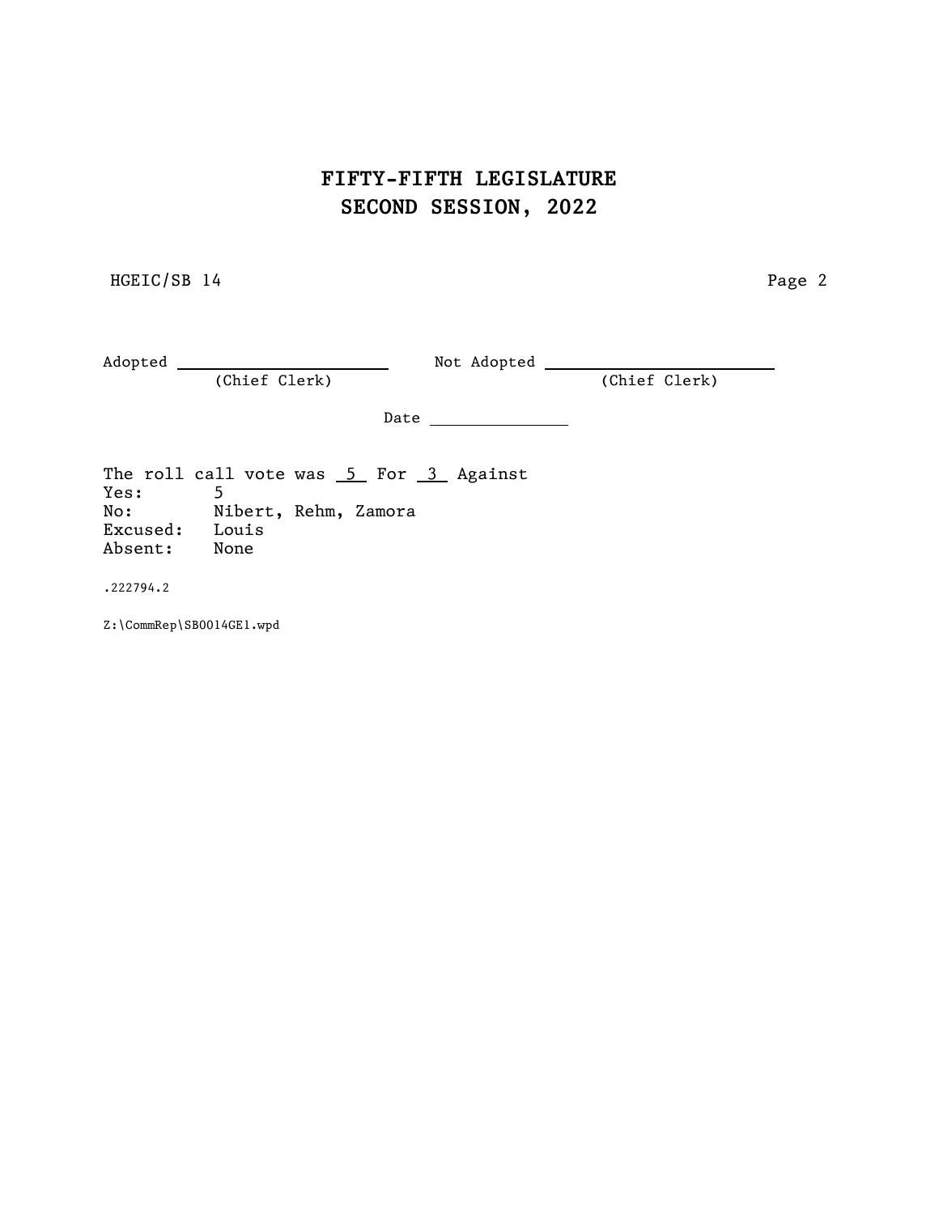# FIFTY-FIFTH LEGISLATURE
# SECOND SESSION, 2022

HGEIC/SB 14

Adopted \_\_\_\_\_\_\_\_\_\_\_\_\_\_\_\_\_\_\_\_ (Chief Clerk)    Not Adopted \_\_\_\_\_\_\_\_\_\_\_\_\_\_\_\_\_\_\_\_ (Chief Clerk)

Date \_\_\_\_\_\_\_\_\_\_\_\_

The roll call vote was 5 For 3 Against

Yes: 5
No: Nibert, Rehm, Zamora
Excused: Louis
Absent: None

.222794.2

Z:\CommRep\SB0014GE1.wpd